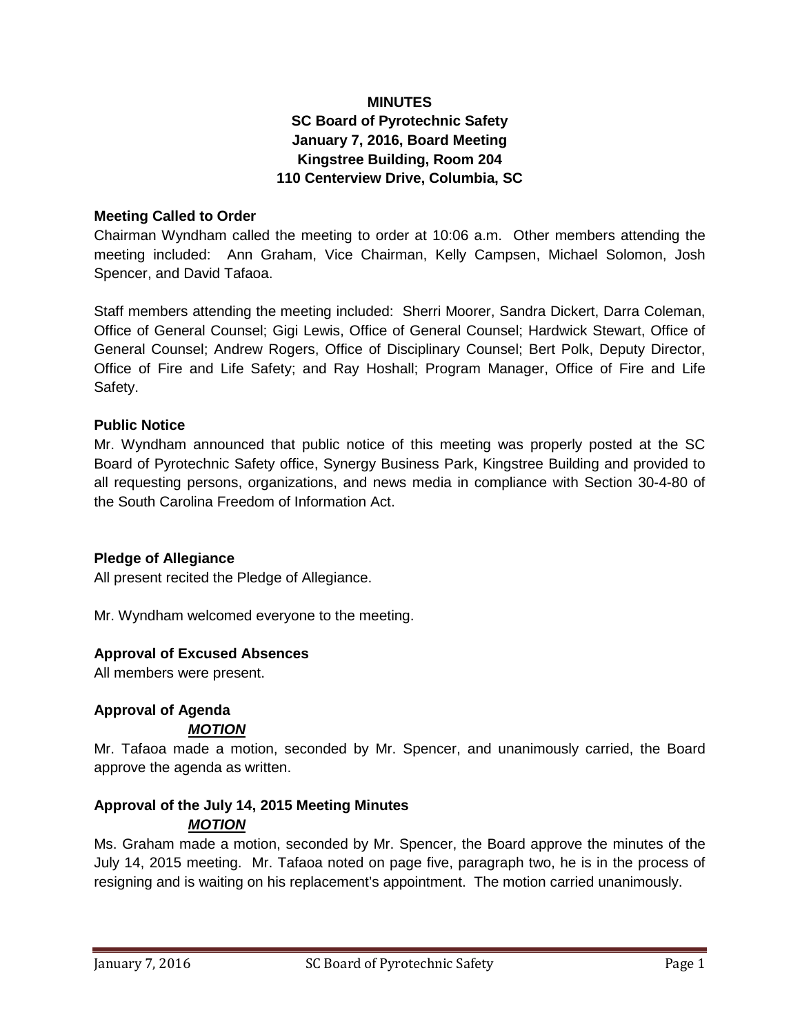**MINUTES**
**SC Board of Pyrotechnic Safety**
**January 7, 2016, Board Meeting**
**Kingstree Building, Room 204**
**110 Centerview Drive, Columbia, SC**

### Meeting Called to Order

Chairman Wyndham called the meeting to order at 10:06 a.m. Other members attending the meeting included: Ann Graham, Vice Chairman, Kelly Campsen, Michael Solomon, Josh Spencer, and David Tafaoa.

Staff members attending the meeting included: Sherri Moorer, Sandra Dickert, Darra Coleman, Office of General Counsel; Gigi Lewis, Office of General Counsel; Hardwick Stewart, Office of General Counsel; Andrew Rogers, Office of Disciplinary Counsel; Bert Polk, Deputy Director, Office of Fire and Life Safety; and Ray Hoshall; Program Manager, Office of Fire and Life Safety.

### Public Notice

Mr. Wyndham announced that public notice of this meeting was properly posted at the SC Board of Pyrotechnic Safety office, Synergy Business Park, Kingstree Building and provided to all requesting persons, organizations, and news media in compliance with Section 30-4-80 of the South Carolina Freedom of Information Act.

### Pledge of Allegiance

All present recited the Pledge of Allegiance.

Mr. Wyndham welcomed everyone to the meeting.

### Approval of Excused Absences

All members were present.

### Approval of Agenda

***MOTION***

Mr. Tafaoa made a motion, seconded by Mr. Spencer, and unanimously carried, the Board approve the agenda as written.

### Approval of the July 14, 2015 Meeting Minutes

***MOTION***

Ms. Graham made a motion, seconded by Mr. Spencer, the Board approve the minutes of the July 14, 2015 meeting. Mr. Tafaoa noted on page five, paragraph two, he is in the process of resigning and is waiting on his replacement's appointment. The motion carried unanimously.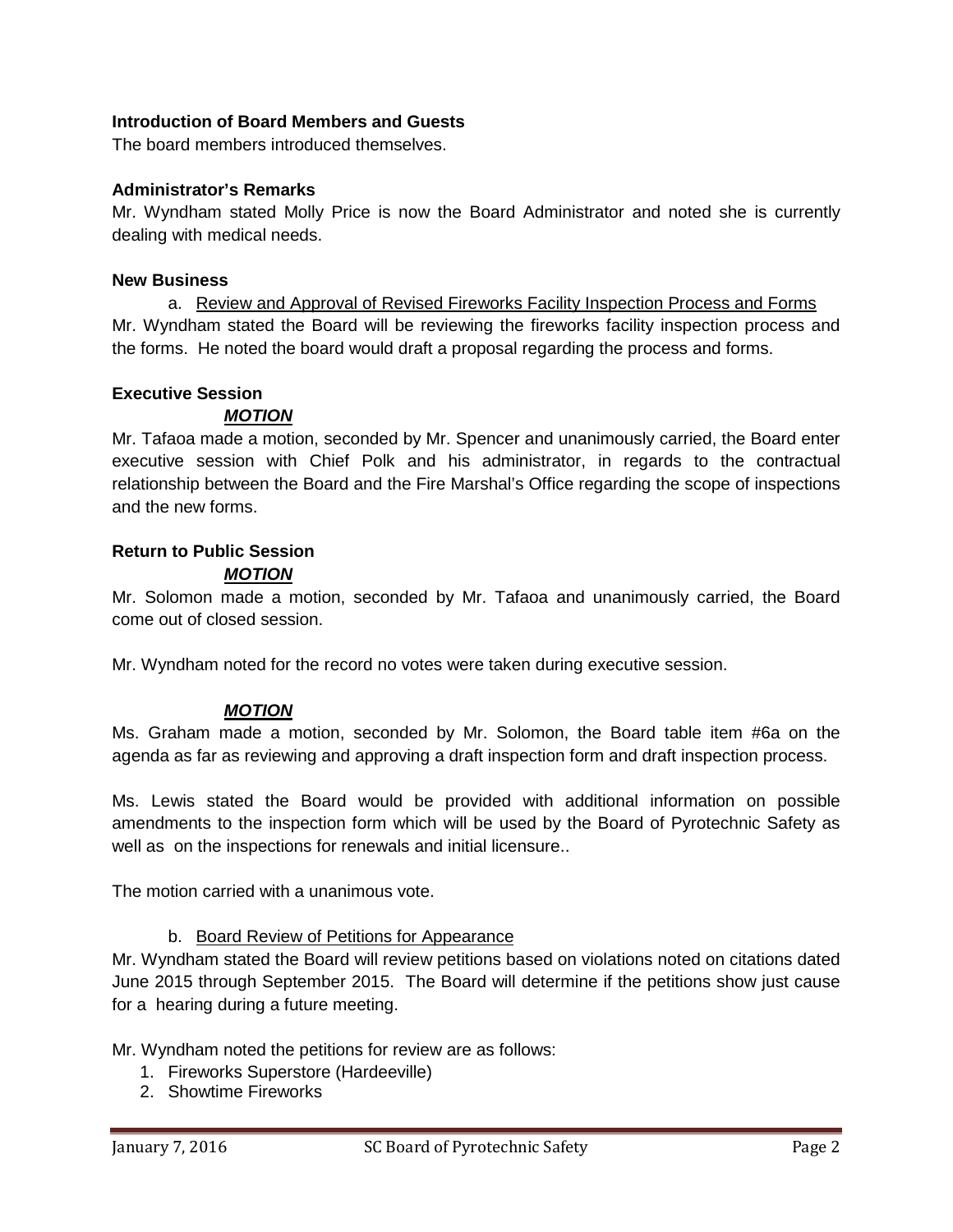**Introduction of Board Members and Guests**

The board members introduced themselves.

**Administrator's Remarks**

Mr. Wyndham stated Molly Price is now the Board Administrator and noted she is currently dealing with medical needs.

**New Business**

a. Review and Approval of Revised Fireworks Facility Inspection Process and Forms

Mr. Wyndham stated the Board will be reviewing the fireworks facility inspection process and the forms. He noted the board would draft a proposal regarding the process and forms.

**Executive Session**

***MOTION***

Mr. Tafaoa made a motion, seconded by Mr. Spencer and unanimously carried, the Board enter executive session with Chief Polk and his administrator, in regards to the contractual relationship between the Board and the Fire Marshal's Office regarding the scope of inspections and the new forms.

**Return to Public Session**

***MOTION***

Mr. Solomon made a motion, seconded by Mr. Tafaoa and unanimously carried, the Board come out of closed session.

Mr. Wyndham noted for the record no votes were taken during executive session.

***MOTION***

Ms. Graham made a motion, seconded by Mr. Solomon, the Board table item #6a on the agenda as far as reviewing and approving a draft inspection form and draft inspection process.

Ms. Lewis stated the Board would be provided with additional information on possible amendments to the inspection form which will be used by the Board of Pyrotechnic Safety as well as on the inspections for renewals and initial licensure..

The motion carried with a unanimous vote.

b. Board Review of Petitions for Appearance

Mr. Wyndham stated the Board will review petitions based on violations noted on citations dated June 2015 through September 2015. The Board will determine if the petitions show just cause for a hearing during a future meeting.

Mr. Wyndham noted the petitions for review are as follows:

1. Fireworks Superstore (Hardeeville)
2. Showtime Fireworks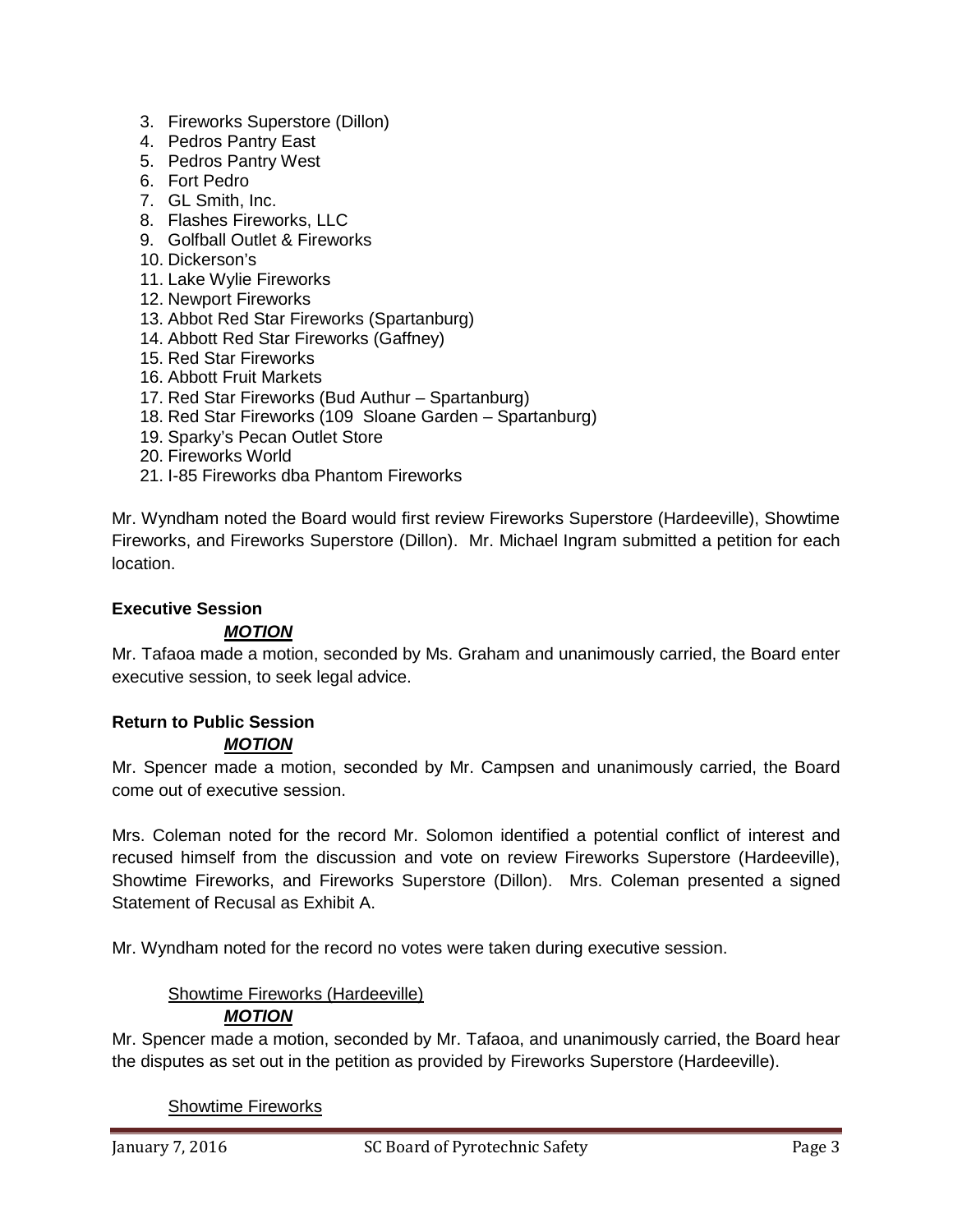3. Fireworks Superstore (Dillon)
4. Pedros Pantry East
5. Pedros Pantry West
6. Fort Pedro
7. GL Smith, Inc.
8. Flashes Fireworks, LLC
9. Golfball Outlet & Fireworks
10. Dickerson's
11. Lake Wylie Fireworks
12. Newport Fireworks
13. Abbot Red Star Fireworks (Spartanburg)
14. Abbott Red Star Fireworks (Gaffney)
15. Red Star Fireworks
16. Abbott Fruit Markets
17. Red Star Fireworks (Bud Authur – Spartanburg)
18. Red Star Fireworks (109 Sloane Garden – Spartanburg)
19. Sparky's Pecan Outlet Store
20. Fireworks World
21. I-85 Fireworks dba Phantom Fireworks

Mr. Wyndham noted the Board would first review Fireworks Superstore (Hardeeville), Showtime Fireworks, and Fireworks Superstore (Dillon). Mr. Michael Ingram submitted a petition for each location.

**Executive Session**

***MOTION***

Mr. Tafaoa made a motion, seconded by Ms. Graham and unanimously carried, the Board enter executive session, to seek legal advice.

**Return to Public Session**

***MOTION***

Mr. Spencer made a motion, seconded by Mr. Campsen and unanimously carried, the Board come out of executive session.

Mrs. Coleman noted for the record Mr. Solomon identified a potential conflict of interest and recused himself from the discussion and vote on review Fireworks Superstore (Hardeeville), Showtime Fireworks, and Fireworks Superstore (Dillon). Mrs. Coleman presented a signed Statement of Recusal as Exhibit A.

Mr. Wyndham noted for the record no votes were taken during executive session.

Showtime Fireworks (Hardeeville)

***MOTION***

Mr. Spencer made a motion, seconded by Mr. Tafaoa, and unanimously carried, the Board hear the disputes as set out in the petition as provided by Fireworks Superstore (Hardeeville).

Showtime Fireworks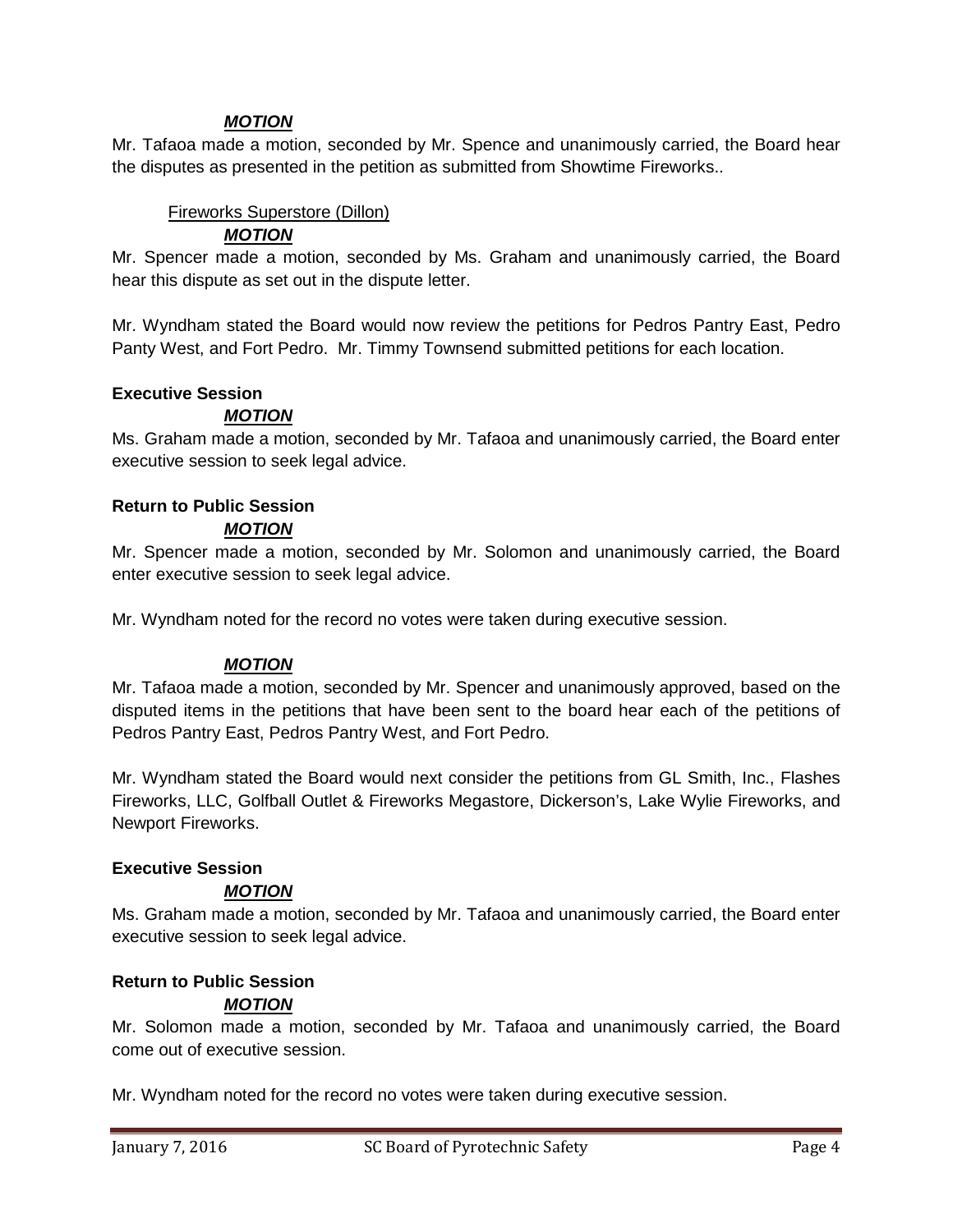***MOTION***

Mr. Tafaoa made a motion, seconded by Mr. Spence and unanimously carried, the Board hear the disputes as presented in the petition as submitted from Showtime Fireworks..

Fireworks Superstore (Dillon)

***MOTION***

Mr. Spencer made a motion, seconded by Ms. Graham and unanimously carried, the Board hear this dispute as set out in the dispute letter.

Mr. Wyndham stated the Board would now review the petitions for Pedros Pantry East, Pedro Panty West, and Fort Pedro. Mr. Timmy Townsend submitted petitions for each location.

**Executive Session**

***MOTION***

Ms. Graham made a motion, seconded by Mr. Tafaoa and unanimously carried, the Board enter executive session to seek legal advice.

**Return to Public Session**

***MOTION***

Mr. Spencer made a motion, seconded by Mr. Solomon and unanimously carried, the Board enter executive session to seek legal advice.

Mr. Wyndham noted for the record no votes were taken during executive session.

***MOTION***

Mr. Tafaoa made a motion, seconded by Mr. Spencer and unanimously approved, based on the disputed items in the petitions that have been sent to the board hear each of the petitions of Pedros Pantry East, Pedros Pantry West, and Fort Pedro.

Mr. Wyndham stated the Board would next consider the petitions from GL Smith, Inc., Flashes Fireworks, LLC, Golfball Outlet & Fireworks Megastore, Dickerson's, Lake Wylie Fireworks, and Newport Fireworks.

**Executive Session**

***MOTION***

Ms. Graham made a motion, seconded by Mr. Tafaoa and unanimously carried, the Board enter executive session to seek legal advice.

**Return to Public Session**

***MOTION***

Mr. Solomon made a motion, seconded by Mr. Tafaoa and unanimously carried, the Board come out of executive session.

Mr. Wyndham noted for the record no votes were taken during executive session.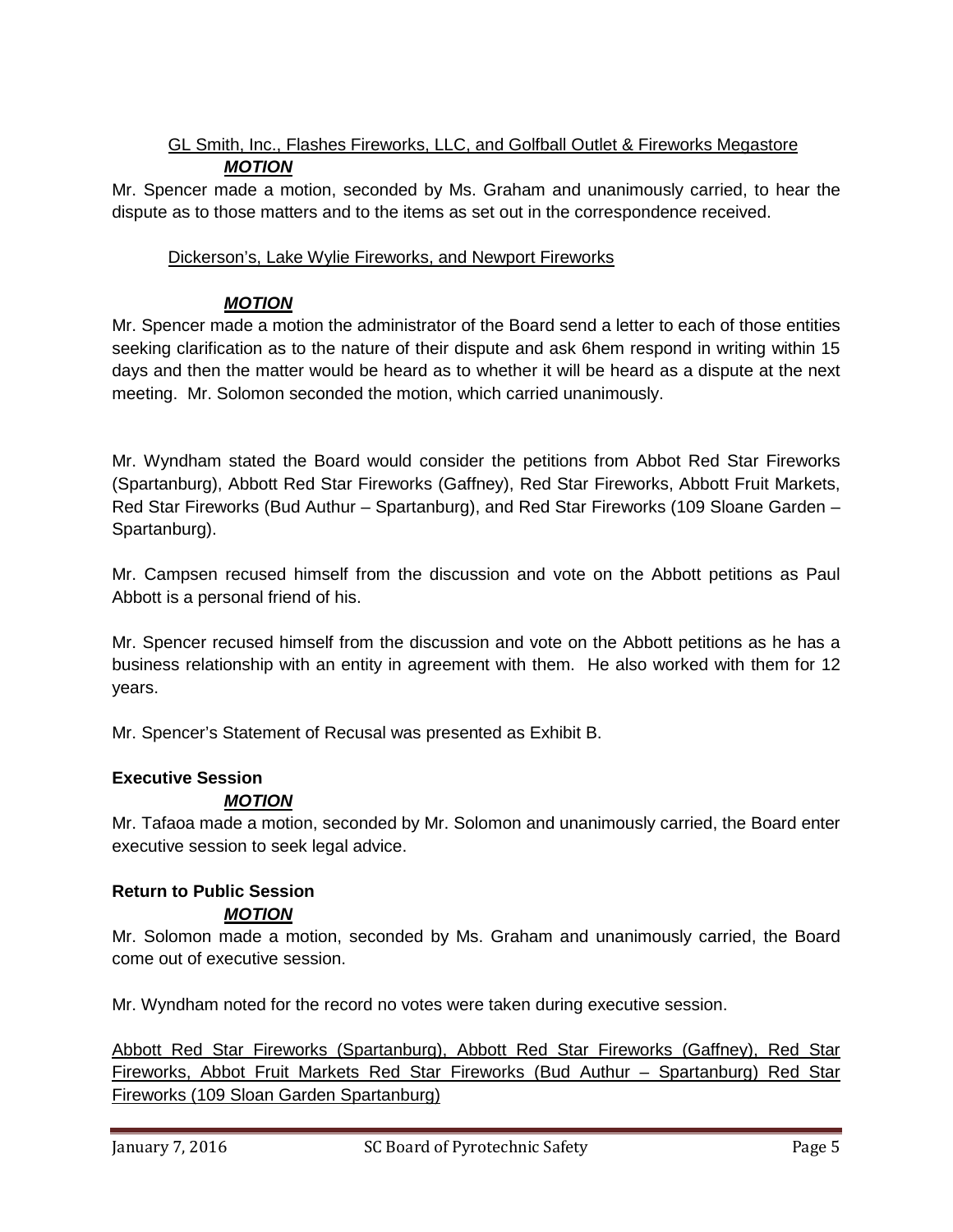GL Smith, Inc., Flashes Fireworks, LLC, and Golfball Outlet & Fireworks Megastore

***MOTION***

Mr. Spencer made a motion, seconded by Ms. Graham and unanimously carried, to hear the dispute as to those matters and to the items as set out in the correspondence received.

Dickerson's, Lake Wylie Fireworks, and Newport Fireworks

***MOTION***

Mr. Spencer made a motion the administrator of the Board send a letter to each of those entities seeking clarification as to the nature of their dispute and ask 6hem respond in writing within 15 days and then the matter would be heard as to whether it will be heard as a dispute at the next meeting. Mr. Solomon seconded the motion, which carried unanimously.

Mr. Wyndham stated the Board would consider the petitions from Abbot Red Star Fireworks (Spartanburg), Abbott Red Star Fireworks (Gaffney), Red Star Fireworks, Abbott Fruit Markets, Red Star Fireworks (Bud Authur – Spartanburg), and Red Star Fireworks (109 Sloane Garden – Spartanburg).

Mr. Campsen recused himself from the discussion and vote on the Abbott petitions as Paul Abbott is a personal friend of his.

Mr. Spencer recused himself from the discussion and vote on the Abbott petitions as he has a business relationship with an entity in agreement with them. He also worked with them for 12 years.

Mr. Spencer's Statement of Recusal was presented as Exhibit B.

**Executive Session**

***MOTION***

Mr. Tafaoa made a motion, seconded by Mr. Solomon and unanimously carried, the Board enter executive session to seek legal advice.

**Return to Public Session**

***MOTION***

Mr. Solomon made a motion, seconded by Ms. Graham and unanimously carried, the Board come out of executive session.

Mr. Wyndham noted for the record no votes were taken during executive session.

Abbott Red Star Fireworks (Spartanburg), Abbott Red Star Fireworks (Gaffney), Red Star Fireworks, Abbot Fruit Markets Red Star Fireworks (Bud Authur – Spartanburg) Red Star Fireworks (109 Sloan Garden Spartanburg)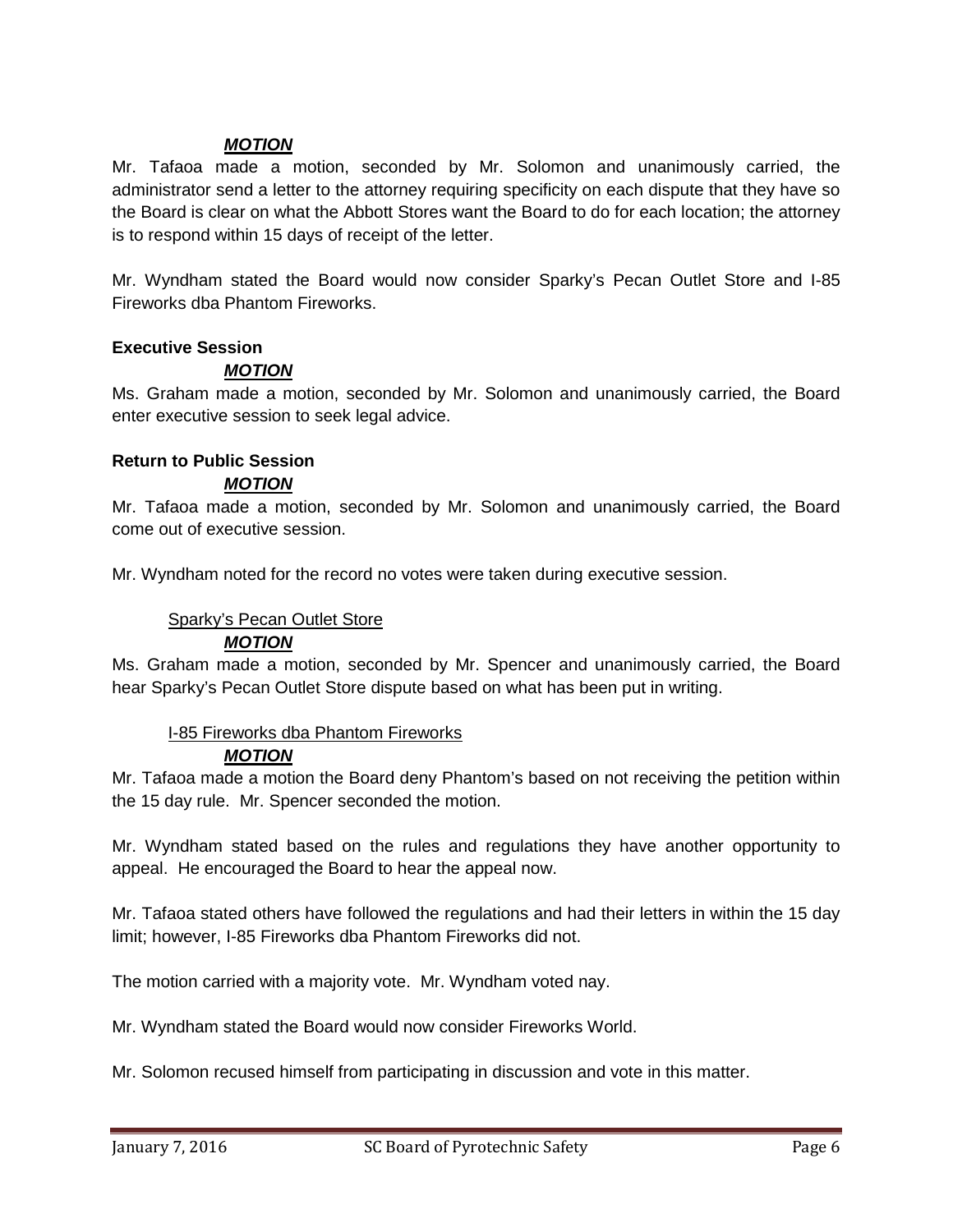***MOTION***

Mr. Tafaoa made a motion, seconded by Mr. Solomon and unanimously carried, the administrator send a letter to the attorney requiring specificity on each dispute that they have so the Board is clear on what the Abbott Stores want the Board to do for each location; the attorney is to respond within 15 days of receipt of the letter.

Mr. Wyndham stated the Board would now consider Sparky's Pecan Outlet Store and I-85 Fireworks dba Phantom Fireworks.

**Executive Session**

***MOTION***

Ms. Graham made a motion, seconded by Mr. Solomon and unanimously carried, the Board enter executive session to seek legal advice.

**Return to Public Session**

***MOTION***

Mr. Tafaoa made a motion, seconded by Mr. Solomon and unanimously carried, the Board come out of executive session.

Mr. Wyndham noted for the record no votes were taken during executive session.

<u>Sparky's Pecan Outlet Store</u>

***MOTION***

Ms. Graham made a motion, seconded by Mr. Spencer and unanimously carried, the Board hear Sparky's Pecan Outlet Store dispute based on what has been put in writing.

<u>I-85 Fireworks dba Phantom Fireworks</u>

***MOTION***

Mr. Tafaoa made a motion the Board deny Phantom's based on not receiving the petition within the 15 day rule. Mr. Spencer seconded the motion.

Mr. Wyndham stated based on the rules and regulations they have another opportunity to appeal. He encouraged the Board to hear the appeal now.

Mr. Tafaoa stated others have followed the regulations and had their letters in within the 15 day limit; however, I-85 Fireworks dba Phantom Fireworks did not.

The motion carried with a majority vote. Mr. Wyndham voted nay.

Mr. Wyndham stated the Board would now consider Fireworks World.

Mr. Solomon recused himself from participating in discussion and vote in this matter.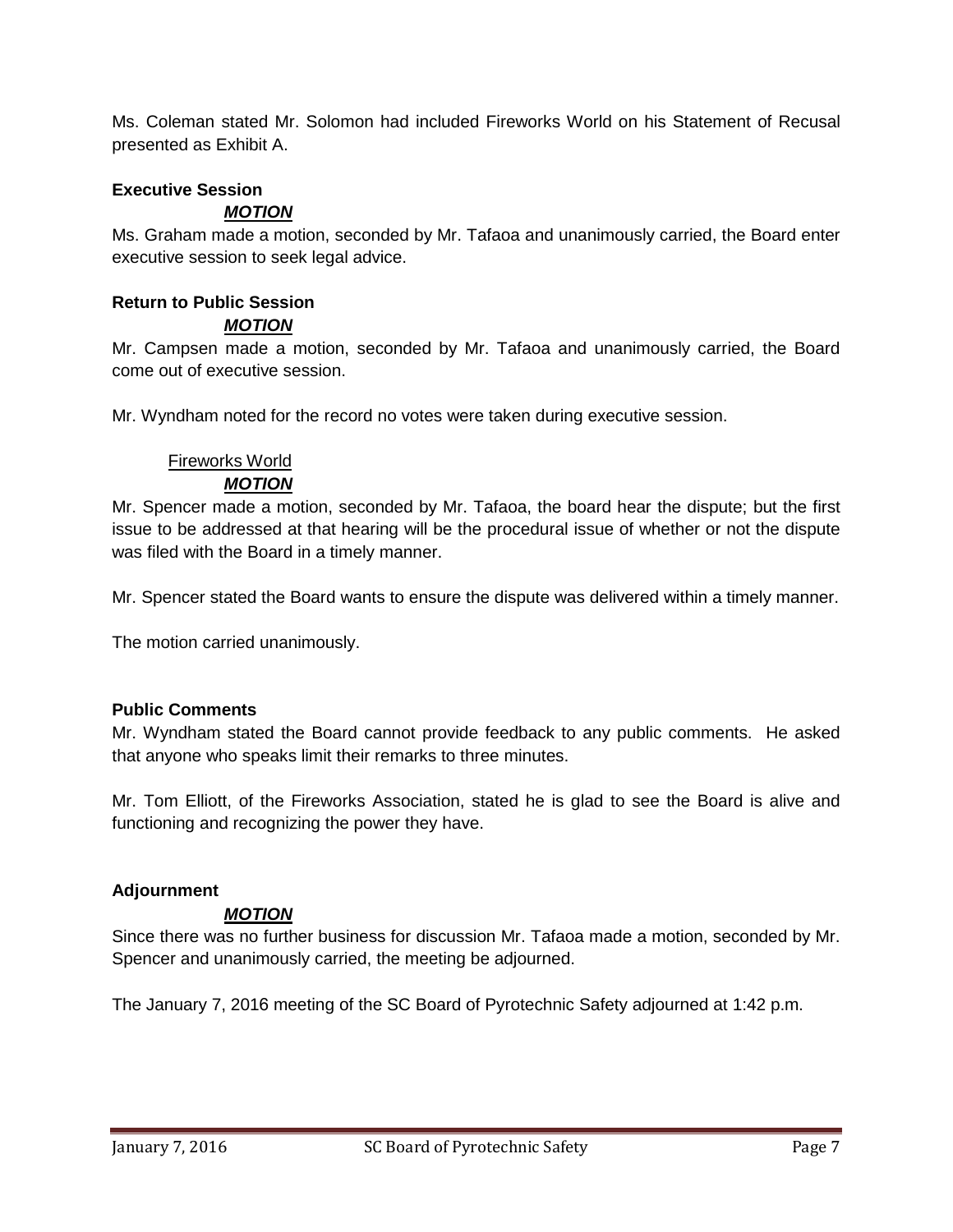Ms. Coleman stated Mr. Solomon had included Fireworks World on his Statement of Recusal presented as Exhibit A.

**Executive Session**

***MOTION***

Ms. Graham made a motion, seconded by Mr. Tafaoa and unanimously carried, the Board enter executive session to seek legal advice.

**Return to Public Session**

***MOTION***

Mr. Campsen made a motion, seconded by Mr. Tafaoa and unanimously carried, the Board come out of executive session.

Mr. Wyndham noted for the record no votes were taken during executive session.

Fireworks World

***MOTION***

Mr. Spencer made a motion, seconded by Mr. Tafaoa, the board hear the dispute; but the first issue to be addressed at that hearing will be the procedural issue of whether or not the dispute was filed with the Board in a timely manner.

Mr. Spencer stated the Board wants to ensure the dispute was delivered within a timely manner.

The motion carried unanimously.

**Public Comments**

Mr. Wyndham stated the Board cannot provide feedback to any public comments. He asked that anyone who speaks limit their remarks to three minutes.

Mr. Tom Elliott, of the Fireworks Association, stated he is glad to see the Board is alive and functioning and recognizing the power they have.

**Adjournment**

***MOTION***

Since there was no further business for discussion Mr. Tafaoa made a motion, seconded by Mr. Spencer and unanimously carried, the meeting be adjourned.

The January 7, 2016 meeting of the SC Board of Pyrotechnic Safety adjourned at 1:42 p.m.